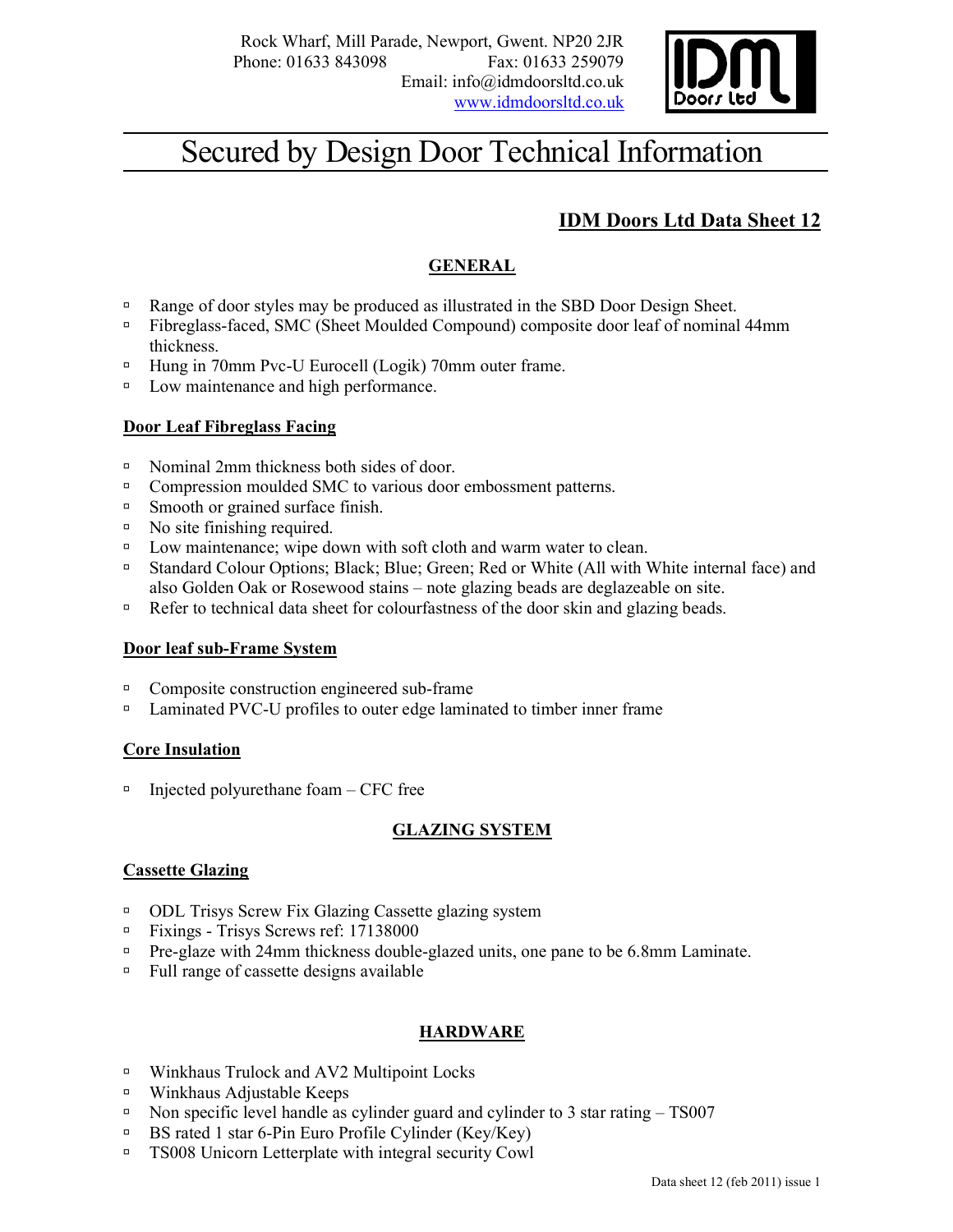Rock Wharf, Mill Parade, Newport, Gwent. NP20 2JR
Phone: 01633 843098 Fax: 01633 259079
Email: info@idmdoorsltd.co.uk
www.idmdoorsltd.co.uk

# Secured by Design Door Technical Information

## IDM Doors Ltd Data Sheet 12

### GENERAL

- Range of door styles may be produced as illustrated in the SBD Door Design Sheet.
- Fibreglass-faced, SMC (Sheet Moulded Compound) composite door leaf of nominal 44mm thickness.
- Hung in 70mm Pvc-U Eurocell (Logik) 70mm outer frame.
- Low maintenance and high performance.

#### Door Leaf Fibreglass Facing

- Nominal 2mm thickness both sides of door.
- Compression moulded SMC to various door embossment patterns.
- Smooth or grained surface finish.
- No site finishing required.
- Low maintenance; wipe down with soft cloth and warm water to clean.
- Standard Colour Options; Black; Blue; Green; Red or White (All with White internal face) and also Golden Oak or Rosewood stains – note glazing beads are deglazeable on site.
- Refer to technical data sheet for colourfastness of the door skin and glazing beads.

#### Door leaf sub-Frame System

- Composite construction engineered sub-frame
- Laminated PVC-U profiles to outer edge laminated to timber inner frame

#### Core Insulation

- Injected polyurethane foam – CFC free

### GLAZING SYSTEM

#### Cassette Glazing

- ODL Trisys Screw Fix Glazing Cassette glazing system
- Fixings - Trisys Screws ref: 17138000
- Pre-glaze with 24mm thickness double-glazed units, one pane to be 6.8mm Laminate.
- Full range of cassette designs available

### HARDWARE

- Winkhaus Trulock and AV2 Multipoint Locks
- Winkhaus Adjustable Keeps
- Non specific level handle as cylinder guard and cylinder to 3 star rating – TS007
- BS rated 1 star 6-Pin Euro Profile Cylinder (Key/Key)
- TS008 Unicorn Letterplate with integral security Cowl

Data sheet 12 (feb 2011) issue 1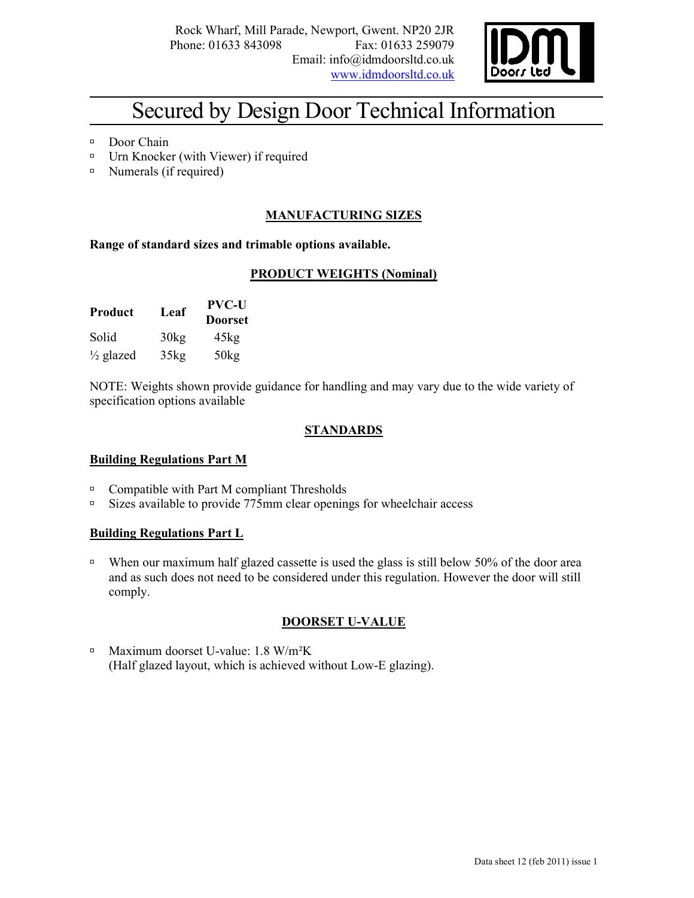Rock Wharf, Mill Parade, Newport, Gwent. NP20 2JR
Phone: 01633 843098 Fax: 01633 259079
Email: info@idmdoorsltd.co.uk
www.idmdoorsltd.co.uk

# Secured by Design Door Technical Information

- Door Chain
- Urn Knocker (with Viewer) if required
- Numerals (if required)

## MANUFACTURING SIZES

**Range of standard sizes and trimable options available.**

## PRODUCT WEIGHTS (Nominal)

| Product | Leaf | PVC-U Doorset |
|---|---|---|
| Solid | 30kg | 45kg |
| ½ glazed | 35kg | 50kg |

NOTE: Weights shown provide guidance for handling and may vary due to the wide variety of specification options available

## STANDARDS

### Building Regulations Part M

- Compatible with Part M compliant Thresholds
- Sizes available to provide 775mm clear openings for wheelchair access

### Building Regulations Part L

- When our maximum half glazed cassette is used the glass is still below 50% of the door area and as such does not need to be considered under this regulation. However the door will still comply.

## DOORSET U-VALUE

- Maximum doorset U-value: 1.8 W/m²K
  (Half glazed layout, which is achieved without Low-E glazing).

Data sheet 12 (feb 2011) issue 1